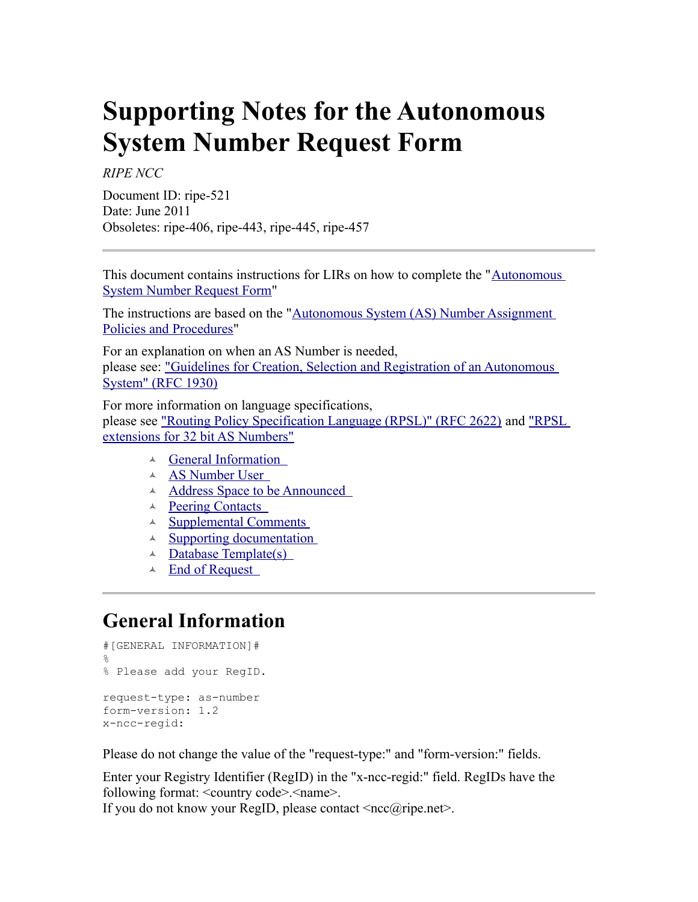# Supporting Notes for the Autonomous System Number Request Form

*RIPE NCC*

Document ID: ripe-521
Date: June 2011
Obsoletes: ripe-406, ripe-443, ripe-445, ripe-457

---

This document contains instructions for LIRs on how to complete the "Autonomous System Number Request Form"

The instructions are based on the "Autonomous System (AS) Number Assignment Policies and Procedures"

For an explanation on when an AS Number is needed,
please see: "Guidelines for Creation, Selection and Registration of an Autonomous System" (RFC 1930)

For more information on language specifications,
please see "Routing Policy Specification Language (RPSL)" (RFC 2622) and "RPSL extensions for 32 bit AS Numbers"

- General Information
- AS Number User
- Address Space to be Announced
- Peering Contacts
- Supplemental Comments
- Supporting documentation
- Database Template(s)
- End of Request

---

## General Information

```
#[GENERAL INFORMATION]#
%
% Please add your RegID.

request-type: as-number
form-version: 1.2
x-ncc-regid:
```

Please do not change the value of the "request-type:" and "form-version:" fields.

Enter your Registry Identifier (RegID) in the "x-ncc-regid:" field. RegIDs have the following format: <country code>.<name>.
If you do not know your RegID, please contact <ncc@ripe.net>.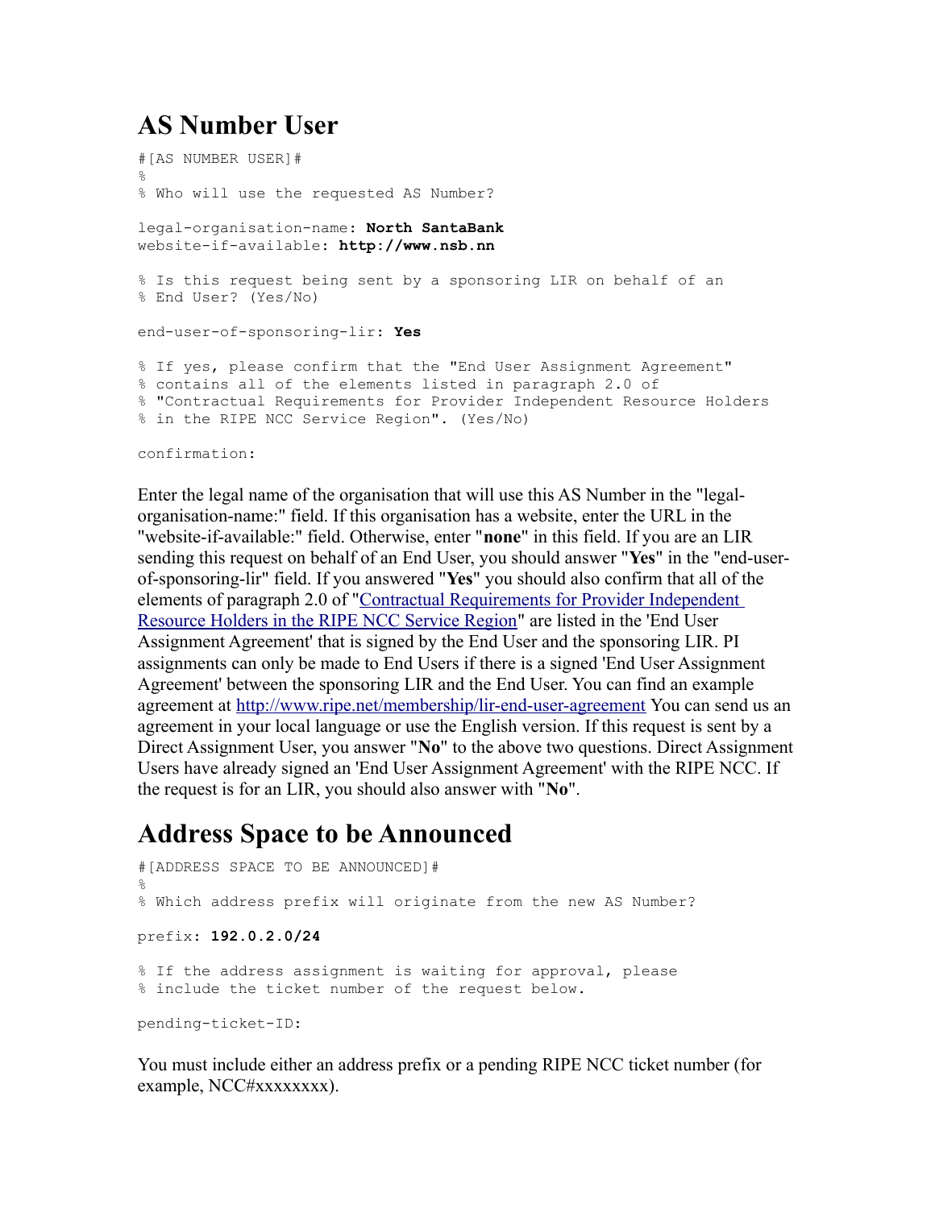## AS Number User

```
#[AS NUMBER USER]#
%
% Who will use the requested AS Number?

legal-organisation-name: North SantaBank
website-if-available: http://www.nsb.nn

% Is this request being sent by a sponsoring LIR on behalf of an
% End User? (Yes/No)

end-user-of-sponsoring-lir: Yes

% If yes, please confirm that the "End User Assignment Agreement"
% contains all of the elements listed in paragraph 2.0 of
% "Contractual Requirements for Provider Independent Resource Holders
% in the RIPE NCC Service Region". (Yes/No)

confirmation:
```

Enter the legal name of the organisation that will use this AS Number in the "legal-organisation-name:" field. If this organisation has a website, enter the URL in the "website-if-available:" field. Otherwise, enter "**none**" in this field. If you are an LIR sending this request on behalf of an End User, you should answer "**Yes**" in the "end-user-of-sponsoring-lir" field. If you answered "**Yes**" you should also confirm that all of the elements of paragraph 2.0 of "Contractual Requirements for Provider Independent Resource Holders in the RIPE NCC Service Region" are listed in the 'End User Assignment Agreement' that is signed by the End User and the sponsoring LIR. PI assignments can only be made to End Users if there is a signed 'End User Assignment Agreement' between the sponsoring LIR and the End User. You can find an example agreement at http://www.ripe.net/membership/lir-end-user-agreement You can send us an agreement in your local language or use the English version. If this request is sent by a Direct Assignment User, you answer "**No**" to the above two questions. Direct Assignment Users have already signed an 'End User Assignment Agreement' with the RIPE NCC. If the request is for an LIR, you should also answer with "**No**".

## Address Space to be Announced

```
#[ADDRESS SPACE TO BE ANNOUNCED]#
%
% Which address prefix will originate from the new AS Number?

prefix: 192.0.2.0/24

% If the address assignment is waiting for approval, please
% include the ticket number of the request below.

pending-ticket-ID:
```

You must include either an address prefix or a pending RIPE NCC ticket number (for example, NCC#xxxxxxxx).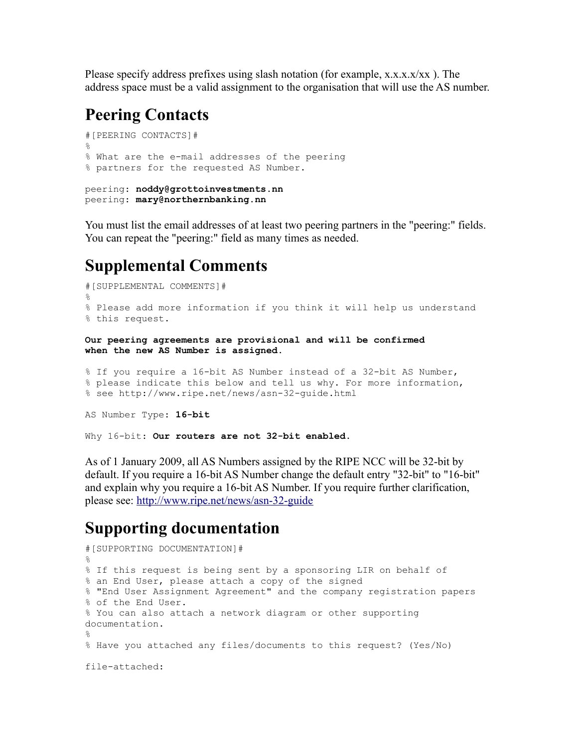Please specify address prefixes using slash notation (for example, x.x.x.x/xx ). The address space must be a valid assignment to the organisation that will use the AS number.

# Peering Contacts

```
#[PEERING CONTACTS]#
%
% What are the e-mail addresses of the peering
% partners for the requested AS Number.

peering: noddy@grottoinvestments.nn
peering: mary@northernbanking.nn
```

You must list the email addresses of at least two peering partners in the "peering:" fields. You can repeat the "peering:" field as many times as needed.

# Supplemental Comments

```
#[SUPPLEMENTAL COMMENTS]#
%
% Please add more information if you think it will help us understand
% this request.

Our peering agreements are provisional and will be confirmed
when the new AS Number is assigned.

% If you require a 16-bit AS Number instead of a 32-bit AS Number,
% please indicate this below and tell us why. For more information,
% see http://www.ripe.net/news/asn-32-guide.html

AS Number Type: 16-bit

Why 16-bit: Our routers are not 32-bit enabled.
```

As of 1 January 2009, all AS Numbers assigned by the RIPE NCC will be 32-bit by default. If you require a 16-bit AS Number change the default entry "32-bit" to "16-bit" and explain why you require a 16-bit AS Number. If you require further clarification, please see: http://www.ripe.net/news/asn-32-guide

# Supporting documentation

```
#[SUPPORTING DOCUMENTATION]#
%
% If this request is being sent by a sponsoring LIR on behalf of
% an End User, please attach a copy of the signed
% "End User Assignment Agreement" and the company registration papers
% of the End User.
% You can also attach a network diagram or other supporting
documentation.
%
% Have you attached any files/documents to this request? (Yes/No)

file-attached:
```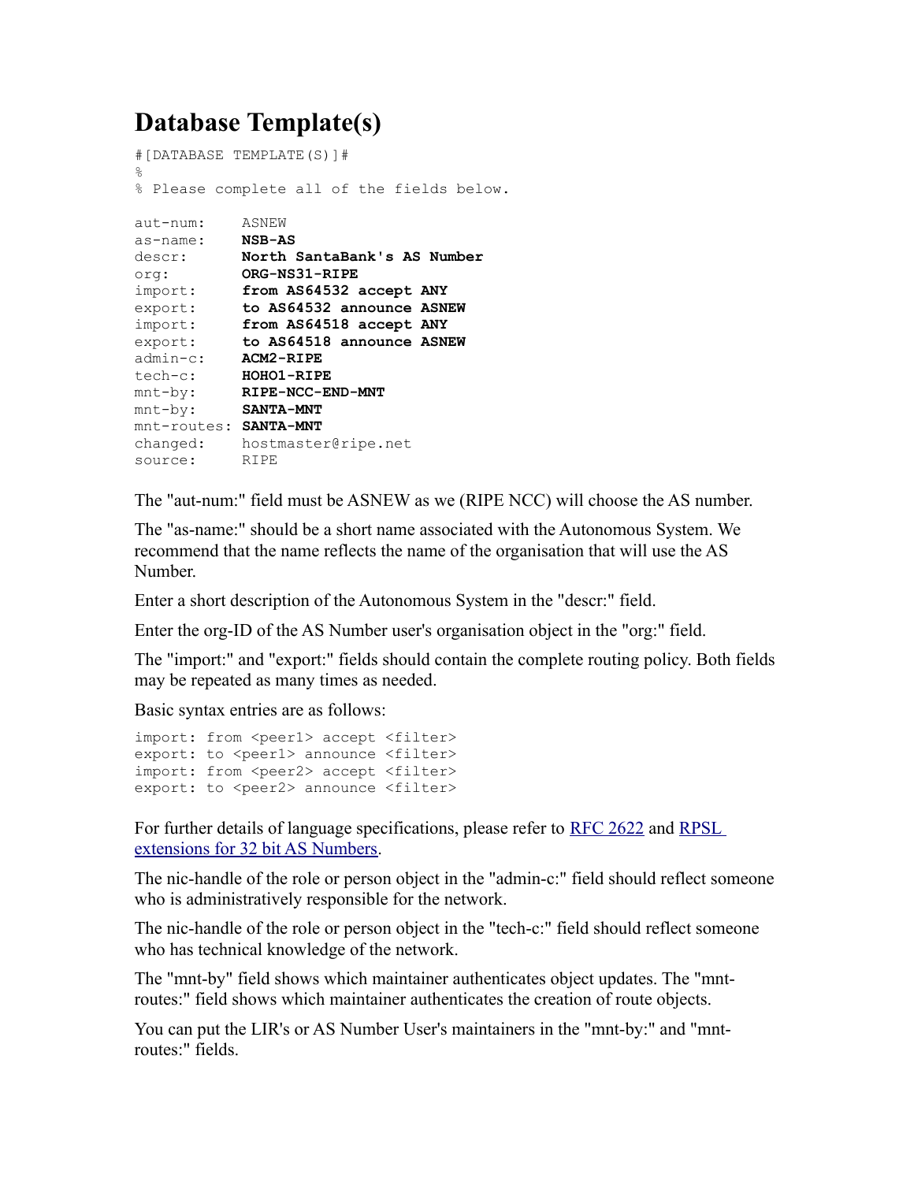# Database Template(s)

```
#[DATABASE TEMPLATE(S)]#
%
% Please complete all of the fields below.

aut-num:     ASNEW
as-name:     NSB-AS
descr:       North SantaBank's AS Number
org:         ORG-NS31-RIPE
import:      from AS64532 accept ANY
export:      to AS64532 announce ASNEW
import:      from AS64518 accept ANY
export:      to AS64518 announce ASNEW
admin-c:     ACM2-RIPE
tech-c:      HOHO1-RIPE
mnt-by:      RIPE-NCC-END-MNT
mnt-by:      SANTA-MNT
mnt-routes:  SANTA-MNT
changed:     hostmaster@ripe.net
source:      RIPE
```

The "aut-num:" field must be ASNEW as we (RIPE NCC) will choose the AS number.

The "as-name:" should be a short name associated with the Autonomous System. We recommend that the name reflects the name of the organisation that will use the AS Number.

Enter a short description of the Autonomous System in the "descr:" field.

Enter the org-ID of the AS Number user's organisation object in the "org:" field.

The "import:" and "export:" fields should contain the complete routing policy. Both fields may be repeated as many times as needed.

Basic syntax entries are as follows:

```
import: from <peer1> accept <filter>
export: to <peer1> announce <filter>
import: from <peer2> accept <filter>
export: to <peer2> announce <filter>
```

For further details of language specifications, please refer to [RFC 2622](RFC 2622) and [RPSL extensions for 32 bit AS Numbers](RPSL extensions for 32 bit AS Numbers).

The nic-handle of the role or person object in the "admin-c:" field should reflect someone who is administratively responsible for the network.

The nic-handle of the role or person object in the "tech-c:" field should reflect someone who has technical knowledge of the network.

The "mnt-by" field shows which maintainer authenticates object updates. The "mnt-routes:" field shows which maintainer authenticates the creation of route objects.

You can put the LIR's or AS Number User's maintainers in the "mnt-by:" and "mnt-routes:" fields.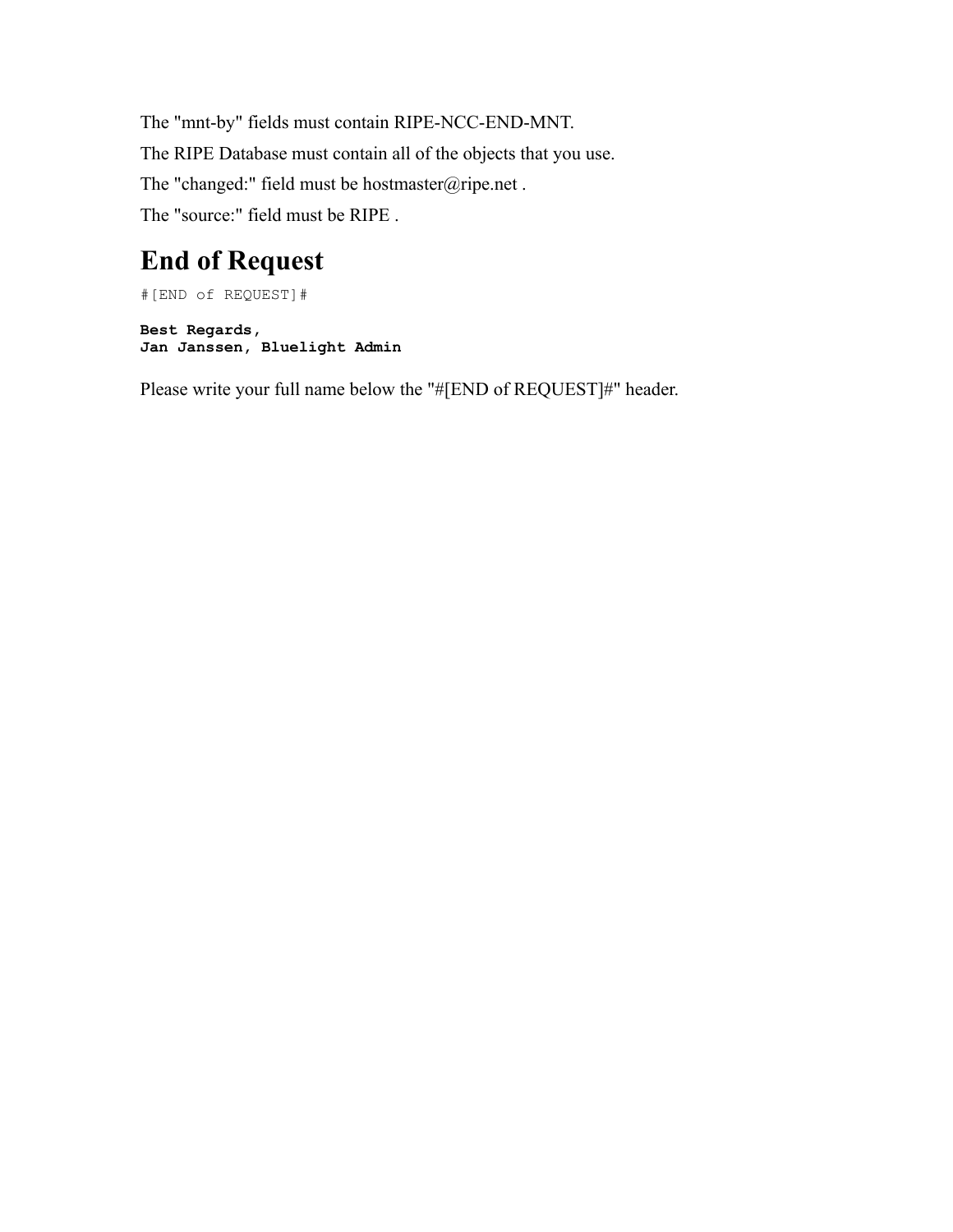The "mnt-by" fields must contain RIPE-NCC-END-MNT.

The RIPE Database must contain all of the objects that you use.

The "changed:" field must be hostmaster@ripe.net .

The "source:" field must be RIPE .

## End of Request

```
#[END of REQUEST]#
```

```
Best Regards,
Jan Janssen, Bluelight Admin
```

Please write your full name below the "#[END of REQUEST]#" header.